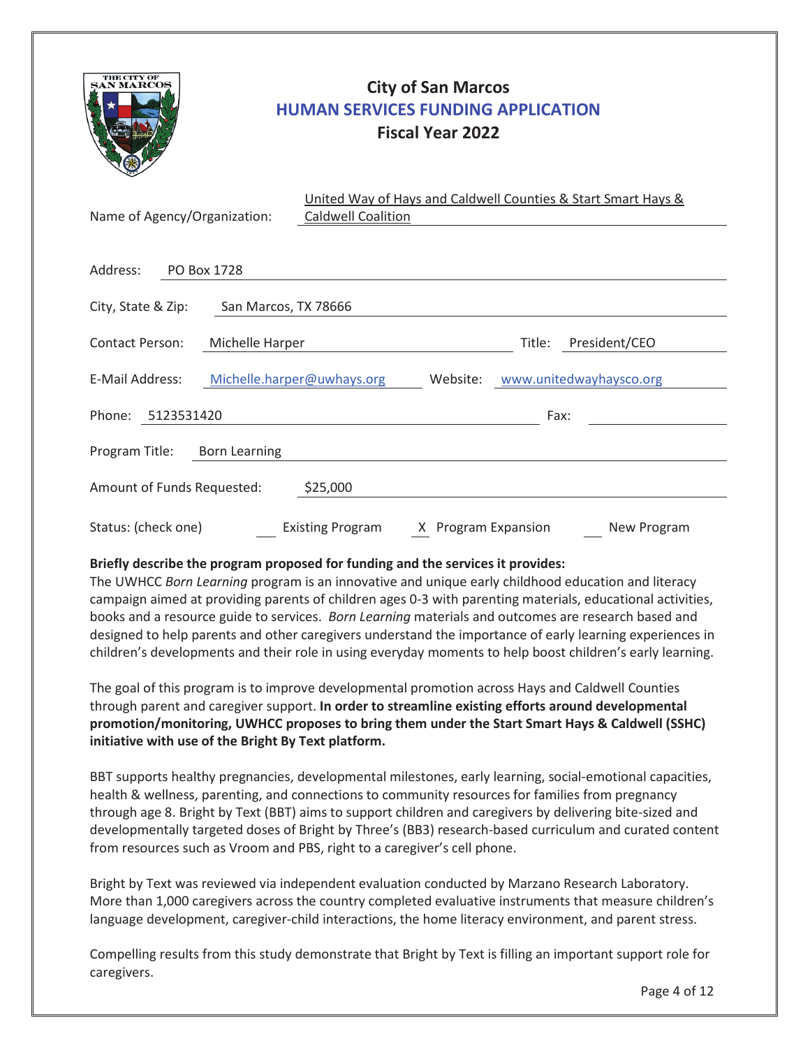# City of San Marcos
## HUMAN SERVICES FUNDING APPLICATION
## Fiscal Year 2022

Name of Agency/Organization: United Way of Hays and Caldwell Counties & Start Smart Hays & Caldwell Coalition

Address: PO Box 1728

City, State & Zip: San Marcos, TX 78666

Contact Person: Michelle Harper Title: President/CEO

E-Mail Address: Michelle.harper@uwhays.org Website: www.unitedwayhaysco.org

Phone: 5123531420 Fax:

Program Title: Born Learning

Amount of Funds Requested: $25,000

Status: (check one) ___ Existing Program X Program Expansion ___ New Program

**Briefly describe the program proposed for funding and the services it provides:**

The UWHCC *Born Learning* program is an innovative and unique early childhood education and literacy campaign aimed at providing parents of children ages 0-3 with parenting materials, educational activities, books and a resource guide to services. *Born Learning* materials and outcomes are research based and designed to help parents and other caregivers understand the importance of early learning experiences in children's developments and their role in using everyday moments to help boost children's early learning.

The goal of this program is to improve developmental promotion across Hays and Caldwell Counties through parent and caregiver support. **In order to streamline existing efforts around developmental promotion/monitoring, UWHCC proposes to bring them under the Start Smart Hays & Caldwell (SSHC) initiative with use of the Bright By Text platform.**

BBT supports healthy pregnancies, developmental milestones, early learning, social-emotional capacities, health & wellness, parenting, and connections to community resources for families from pregnancy through age 8. Bright by Text (BBT) aims to support children and caregivers by delivering bite-sized and developmentally targeted doses of Bright by Three's (BB3) research-based curriculum and curated content from resources such as Vroom and PBS, right to a caregiver's cell phone.

Bright by Text was reviewed via independent evaluation conducted by Marzano Research Laboratory. More than 1,000 caregivers across the country completed evaluative instruments that measure children's language development, caregiver-child interactions, the home literacy environment, and parent stress.

Compelling results from this study demonstrate that Bright by Text is filling an important support role for caregivers.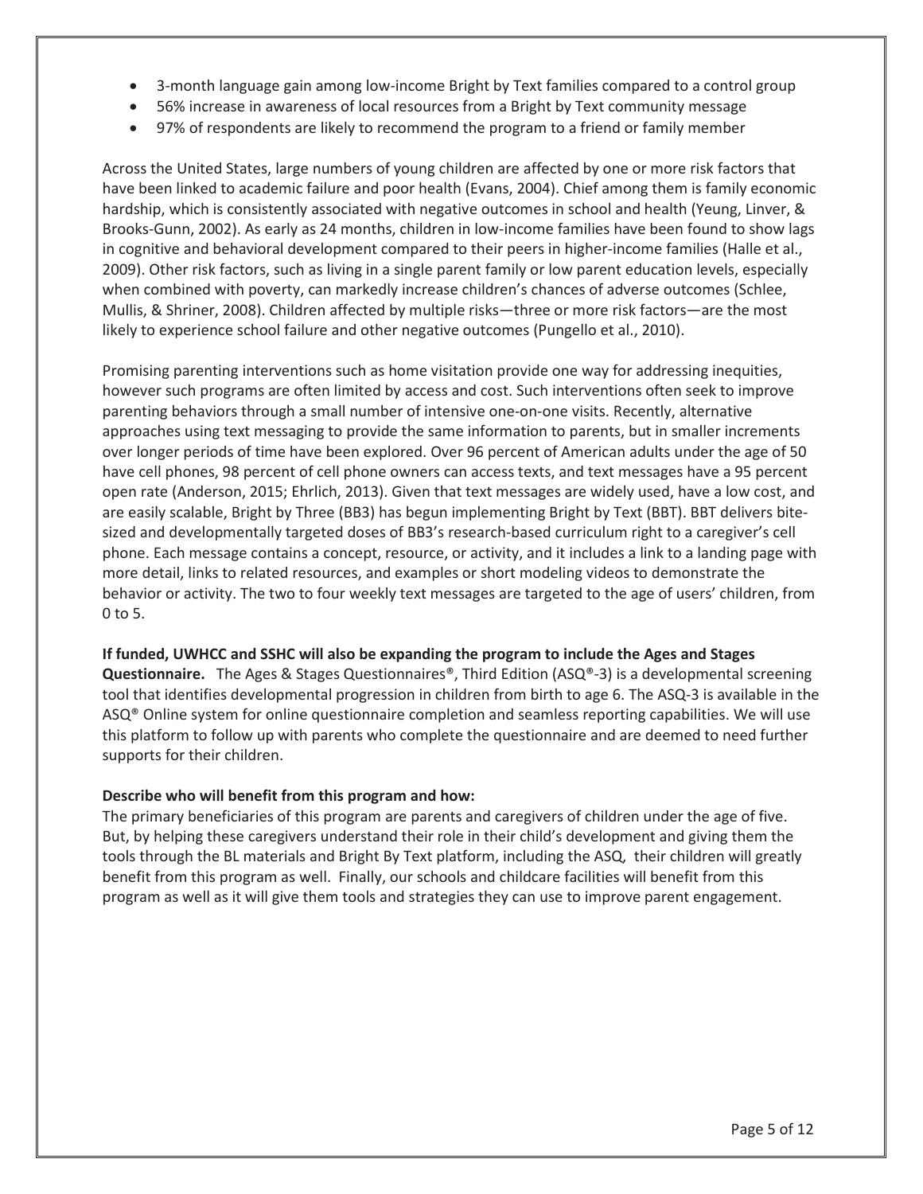- 3-month language gain among low-income Bright by Text families compared to a control group
- 56% increase in awareness of local resources from a Bright by Text community message
- 97% of respondents are likely to recommend the program to a friend or family member

Across the United States, large numbers of young children are affected by one or more risk factors that have been linked to academic failure and poor health (Evans, 2004). Chief among them is family economic hardship, which is consistently associated with negative outcomes in school and health (Yeung, Linver, & Brooks-Gunn, 2002). As early as 24 months, children in low-income families have been found to show lags in cognitive and behavioral development compared to their peers in higher-income families (Halle et al., 2009). Other risk factors, such as living in a single parent family or low parent education levels, especially when combined with poverty, can markedly increase children's chances of adverse outcomes (Schlee, Mullis, & Shriner, 2008). Children affected by multiple risks—three or more risk factors—are the most likely to experience school failure and other negative outcomes (Pungello et al., 2010).

Promising parenting interventions such as home visitation provide one way for addressing inequities, however such programs are often limited by access and cost. Such interventions often seek to improve parenting behaviors through a small number of intensive one-on-one visits. Recently, alternative approaches using text messaging to provide the same information to parents, but in smaller increments over longer periods of time have been explored. Over 96 percent of American adults under the age of 50 have cell phones, 98 percent of cell phone owners can access texts, and text messages have a 95 percent open rate (Anderson, 2015; Ehrlich, 2013). Given that text messages are widely used, have a low cost, and are easily scalable, Bright by Three (BB3) has begun implementing Bright by Text (BBT). BBT delivers bite-sized and developmentally targeted doses of BB3's research-based curriculum right to a caregiver's cell phone. Each message contains a concept, resource, or activity, and it includes a link to a landing page with more detail, links to related resources, and examples or short modeling videos to demonstrate the behavior or activity. The two to four weekly text messages are targeted to the age of users' children, from 0 to 5.

**If funded, UWHCC and SSHC will also be expanding the program to include the Ages and Stages Questionnaire.** The Ages & Stages Questionnaires®, Third Edition (ASQ®-3) is a developmental screening tool that identifies developmental progression in children from birth to age 6. The ASQ-3 is available in the ASQ® Online system for online questionnaire completion and seamless reporting capabilities. We will use this platform to follow up with parents who complete the questionnaire and are deemed to need further supports for their children.

**Describe who will benefit from this program and how:**

The primary beneficiaries of this program are parents and caregivers of children under the age of five. But, by helping these caregivers understand their role in their child's development and giving them the tools through the BL materials and Bright By Text platform, including the ASQ, their children will greatly benefit from this program as well. Finally, our schools and childcare facilities will benefit from this program as well as it will give them tools and strategies they can use to improve parent engagement.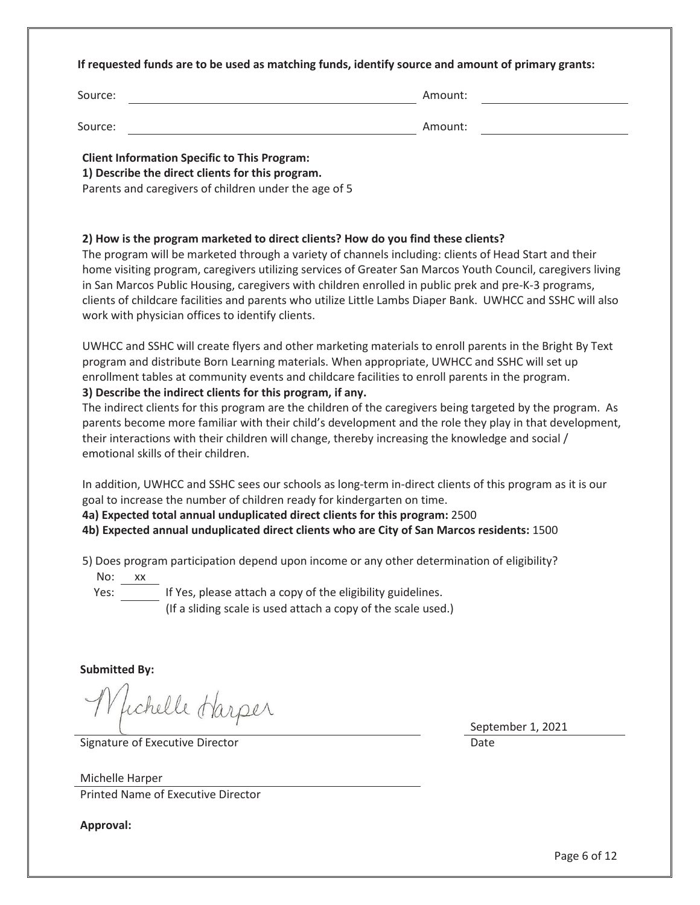**If requested funds are to be used as matching funds, identify source and amount of primary grants:**

Source: ____________________ Amount: ____________________

Source: ____________________ Amount: ____________________

**Client Information Specific to This Program:**

**1) Describe the direct clients for this program.**

Parents and caregivers of children under the age of 5

**2) How is the program marketed to direct clients? How do you find these clients?**

The program will be marketed through a variety of channels including: clients of Head Start and their home visiting program, caregivers utilizing services of Greater San Marcos Youth Council, caregivers living in San Marcos Public Housing, caregivers with children enrolled in public prek and pre-K-3 programs, clients of childcare facilities and parents who utilize Little Lambs Diaper Bank. UWHCC and SSHC will also work with physician offices to identify clients.

UWHCC and SSHC will create flyers and other marketing materials to enroll parents in the Bright By Text program and distribute Born Learning materials. When appropriate, UWHCC and SSHC will set up enrollment tables at community events and childcare facilities to enroll parents in the program.

**3) Describe the indirect clients for this program, if any.**

The indirect clients for this program are the children of the caregivers being targeted by the program. As parents become more familiar with their child's development and the role they play in that development, their interactions with their children will change, thereby increasing the knowledge and social / emotional skills of their children.

In addition, UWHCC and SSHC sees our schools as long-term in-direct clients of this program as it is our goal to increase the number of children ready for kindergarten on time.

**4a) Expected total annual unduplicated direct clients for this program:** 2500

**4b) Expected annual unduplicated direct clients who are City of San Marcos residents:** 1500

5) Does program participation depend upon income or any other determination of eligibility?

No: xx

Yes: ______ If Yes, please attach a copy of the eligibility guidelines.
(If a sliding scale is used attach a copy of the scale used.)

**Submitted By:**

Michelle Harper

Signature of Executive Director

September 1, 2021

Date

Michelle Harper

Printed Name of Executive Director

**Approval:**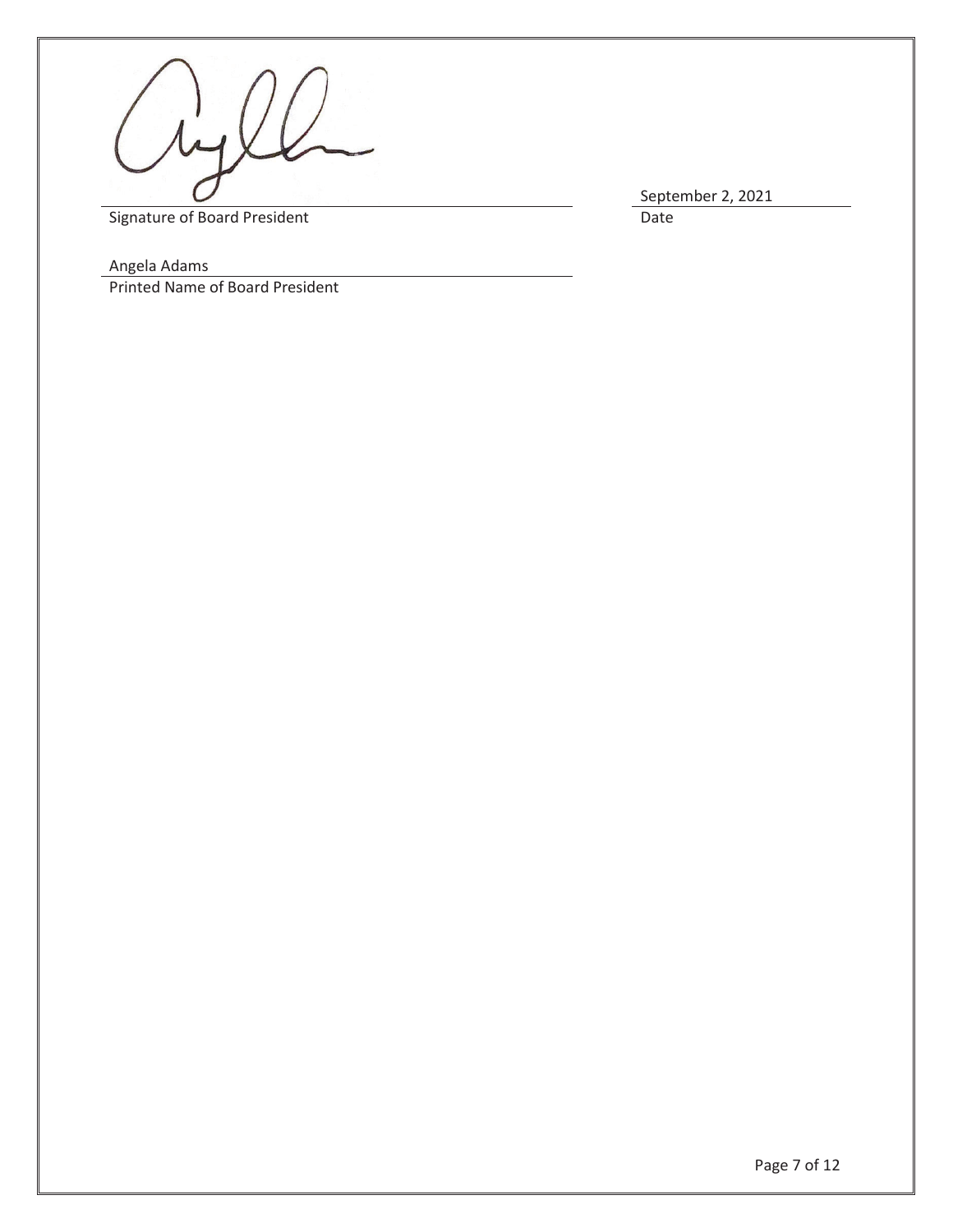Signature of Board President

September 2, 2021

Date

Angela Adams

Printed Name of Board President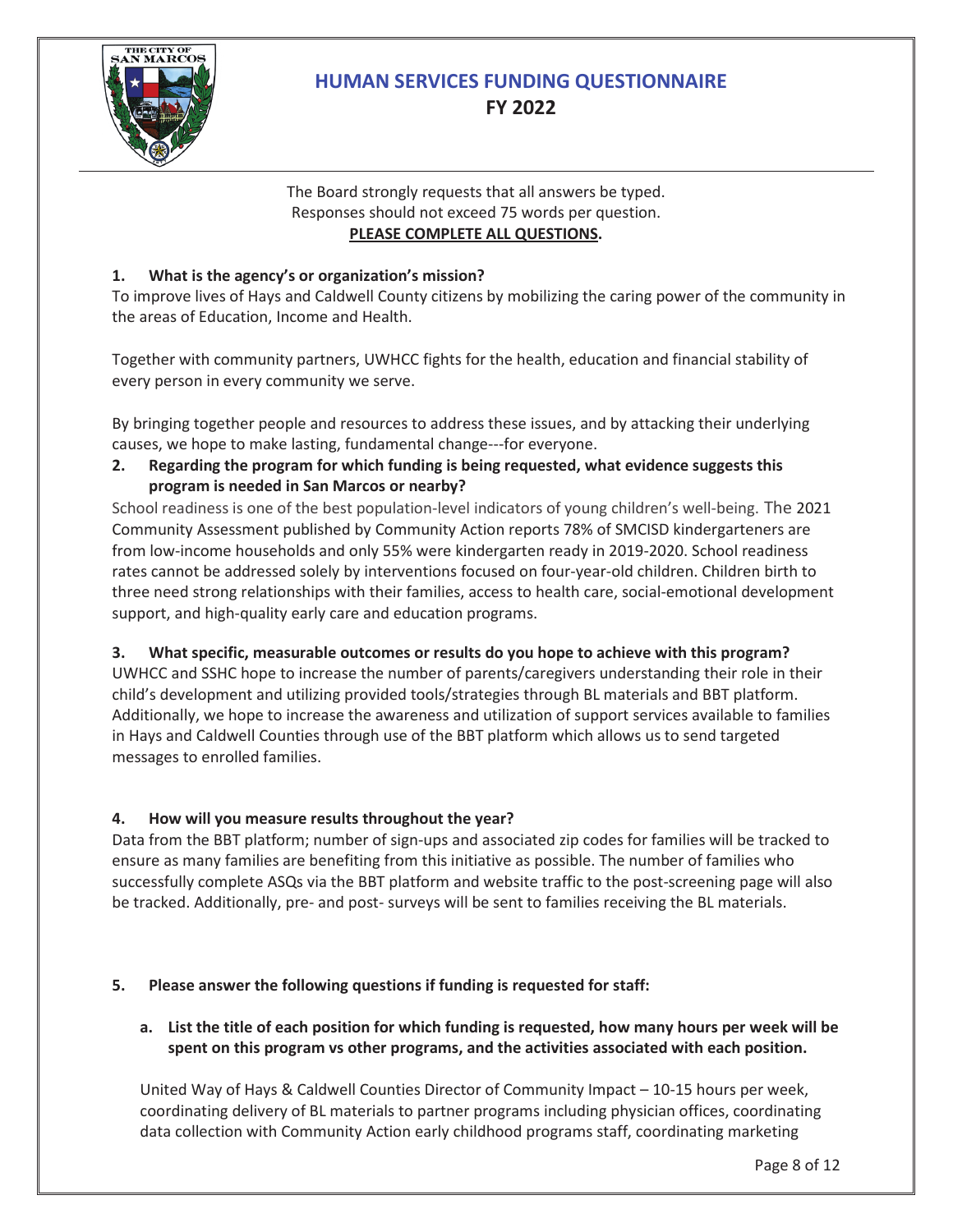# HUMAN SERVICES FUNDING QUESTIONNAIRE
## FY 2022

The Board strongly requests that all answers be typed.
Responses should not exceed 75 words per question.
**PLEASE COMPLETE ALL QUESTIONS.**

**1. What is the agency's or organization's mission?**

To improve lives of Hays and Caldwell County citizens by mobilizing the caring power of the community in the areas of Education, Income and Health.

Together with community partners, UWHCC fights for the health, education and financial stability of every person in every community we serve.

By bringing together people and resources to address these issues, and by attacking their underlying causes, we hope to make lasting, fundamental change---for everyone.

**2. Regarding the program for which funding is being requested, what evidence suggests this program is needed in San Marcos or nearby?**

School readiness is one of the best population-level indicators of young children's well-being. The 2021 Community Assessment published by Community Action reports 78% of SMCISD kindergarteners are from low-income households and only 55% were kindergarten ready in 2019-2020. School readiness rates cannot be addressed solely by interventions focused on four-year-old children. Children birth to three need strong relationships with their families, access to health care, social-emotional development support, and high-quality early care and education programs.

**3. What specific, measurable outcomes or results do you hope to achieve with this program?**

UWHCC and SSHC hope to increase the number of parents/caregivers understanding their role in their child's development and utilizing provided tools/strategies through BL materials and BBT platform. Additionally, we hope to increase the awareness and utilization of support services available to families in Hays and Caldwell Counties through use of the BBT platform which allows us to send targeted messages to enrolled families.

**4. How will you measure results throughout the year?**

Data from the BBT platform; number of sign-ups and associated zip codes for families will be tracked to ensure as many families are benefiting from this initiative as possible. The number of families who successfully complete ASQs via the BBT platform and website traffic to the post-screening page will also be tracked. Additionally, pre- and post- surveys will be sent to families receiving the BL materials.

**5. Please answer the following questions if funding is requested for staff:**

**a. List the title of each position for which funding is requested, how many hours per week will be spent on this program vs other programs, and the activities associated with each position.**

United Way of Hays & Caldwell Counties Director of Community Impact – 10-15 hours per week, coordinating delivery of BL materials to partner programs including physician offices, coordinating data collection with Community Action early childhood programs staff, coordinating marketing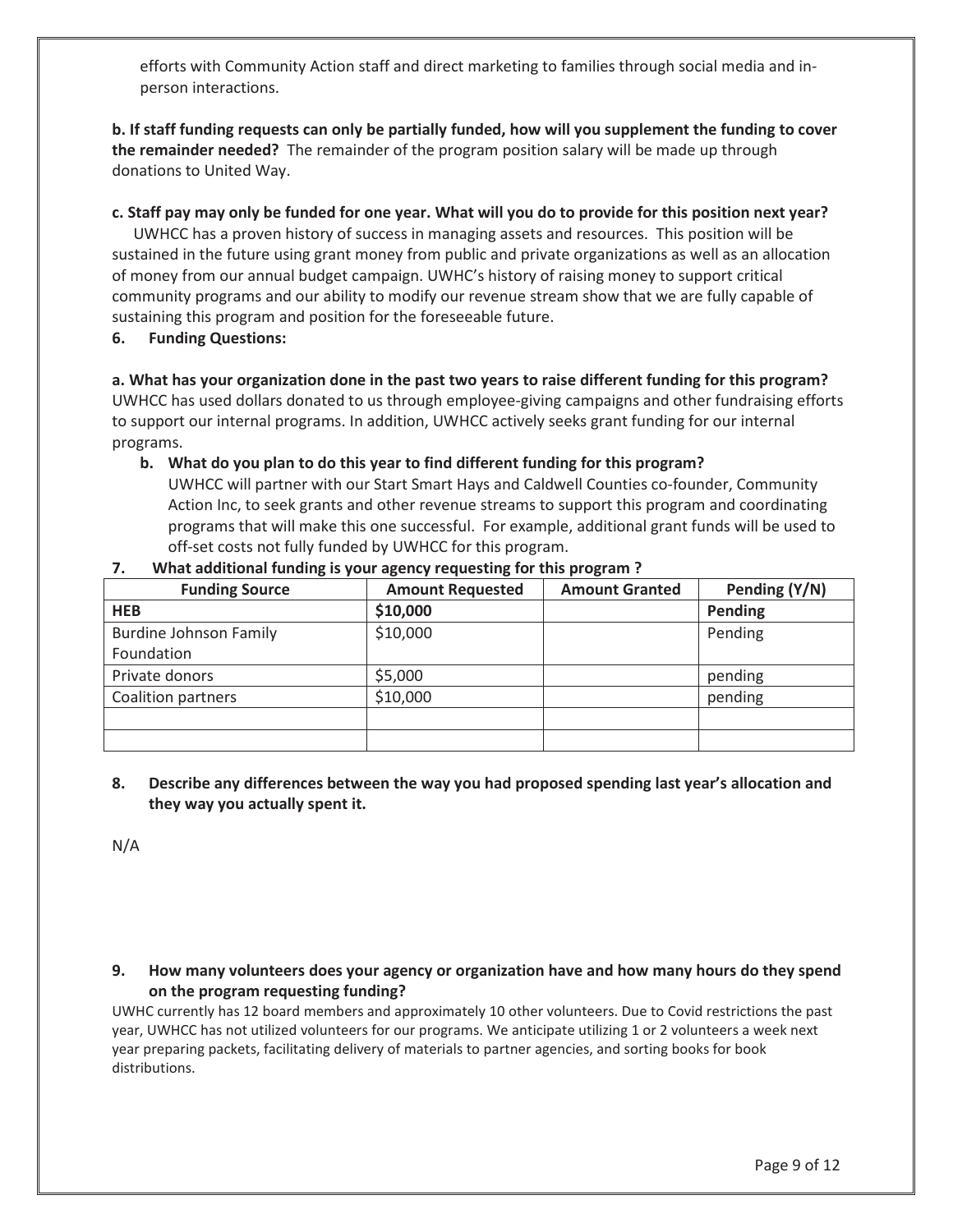efforts with Community Action staff and direct marketing to families through social media and in-person interactions.

**b. If staff funding requests can only be partially funded, how will you supplement the funding to cover the remainder needed?** The remainder of the program position salary will be made up through donations to United Way.

**c. Staff pay may only be funded for one year. What will you do to provide for this position next year?**
UWHCC has a proven history of success in managing assets and resources. This position will be sustained in the future using grant money from public and private organizations as well as an allocation of money from our annual budget campaign. UWHC's history of raising money to support critical community programs and our ability to modify our revenue stream show that we are fully capable of sustaining this program and position for the foreseeable future.

**6. Funding Questions:**

**a. What has your organization done in the past two years to raise different funding for this program?** UWHCC has used dollars donated to us through employee-giving campaigns and other fundraising efforts to support our internal programs. In addition, UWHCC actively seeks grant funding for our internal programs.

**b. What do you plan to do this year to find different funding for this program?**
UWHCC will partner with our Start Smart Hays and Caldwell Counties co-founder, Community Action Inc, to seek grants and other revenue streams to support this program and coordinating programs that will make this one successful. For example, additional grant funds will be used to off-set costs not fully funded by UWHCC for this program.

**7. What additional funding is your agency requesting for this program ?**

| Funding Source | Amount Requested | Amount Granted | Pending (Y/N) |
|---|---|---|---|
| **HEB** | **$10,000** | | **Pending** |
| Burdine Johnson Family Foundation | $10,000 | | Pending |
| Private donors | $5,000 | | pending |
| Coalition partners | $10,000 | | pending |
| | | | |
| | | | |

**8. Describe any differences between the way you had proposed spending last year's allocation and they way you actually spent it.**

N/A

**9. How many volunteers does your agency or organization have and how many hours do they spend on the program requesting funding?**

UWHC currently has 12 board members and approximately 10 other volunteers. Due to Covid restrictions the past year, UWHCC has not utilized volunteers for our programs. We anticipate utilizing 1 or 2 volunteers a week next year preparing packets, facilitating delivery of materials to partner agencies, and sorting books for book distributions.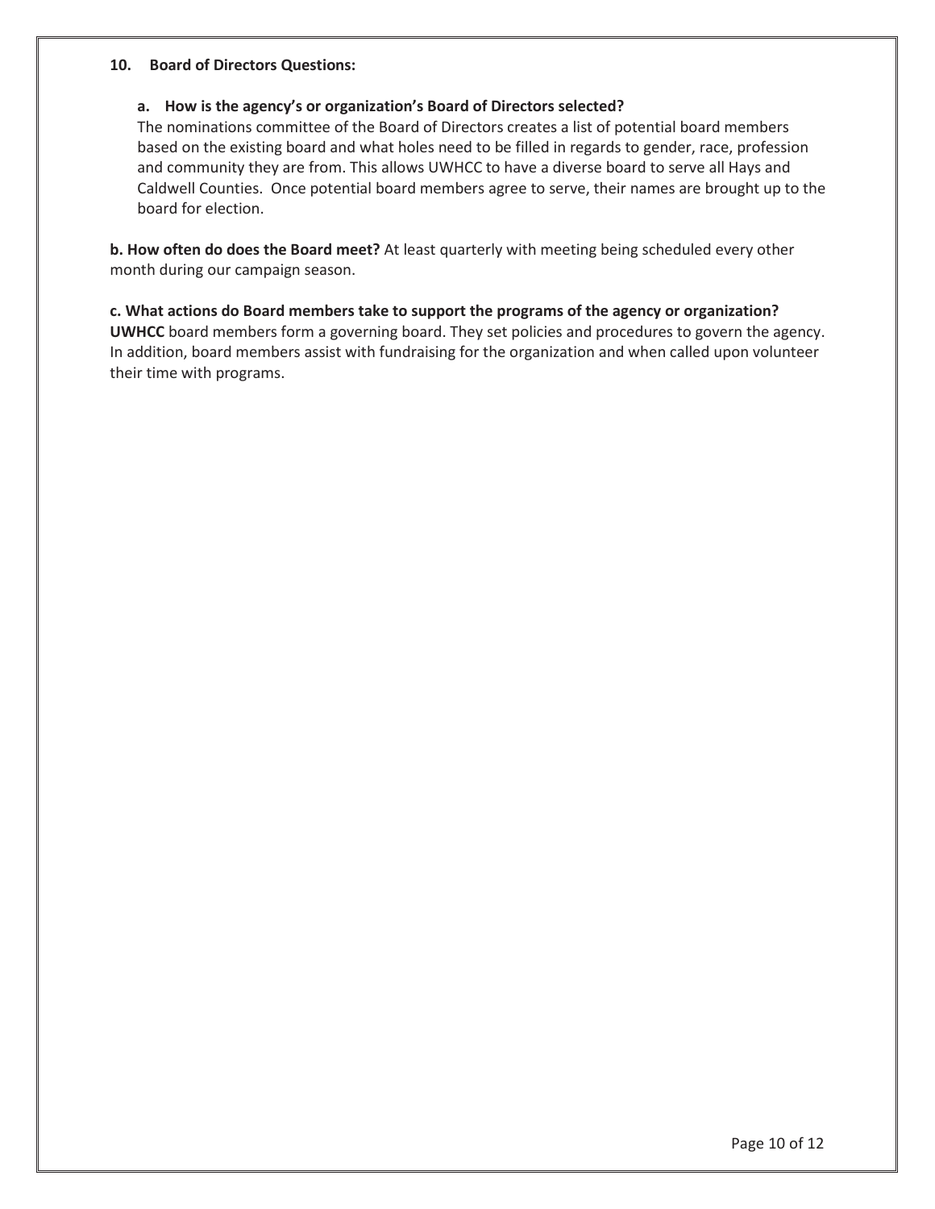**10. Board of Directors Questions:**

**a. How is the agency's or organization's Board of Directors selected?**

The nominations committee of the Board of Directors creates a list of potential board members based on the existing board and what holes need to be filled in regards to gender, race, profession and community they are from. This allows UWHCC to have a diverse board to serve all Hays and Caldwell Counties. Once potential board members agree to serve, their names are brought up to the board for election.

**b. How often do does the Board meet?** At least quarterly with meeting being scheduled every other month during our campaign season.

**c. What actions do Board members take to support the programs of the agency or organization?**

**UWHCC** board members form a governing board. They set policies and procedures to govern the agency. In addition, board members assist with fundraising for the organization and when called upon volunteer their time with programs.